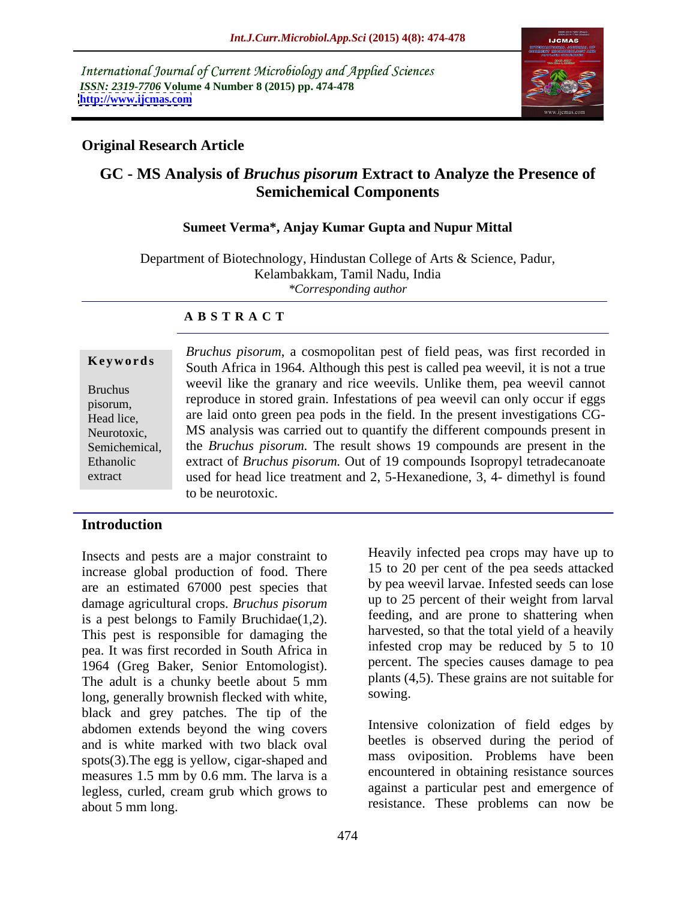International Journal of Current Microbiology and Applied Sciences
*ISSN: 2319-7706* **Volume 4 Number 8 (2015) pp. 474-478**
**http://www.ijcmas.com**

**Original Research Article**

# GC - MS Analysis of *Bruchus pisorum* Extract to Analyze the Presence of Semichemical Components

**Sumeet Verma\*, Anjay Kumar Gupta and Nupur Mittal**

Department of Biotechnology, Hindustan College of Arts & Science, Padur, Kelambakkam, Tamil Nadu, India
*\*Corresponding author*

## ABSTRACT

**Keywords**

Bruchus pisorum, Head lice, Neurotoxic, Semichemical, Ethanolic extract

*Bruchus pisorum*, a cosmopolitan pest of field peas, was first recorded in South Africa in 1964. Although this pest is called pea weevil, it is not a true weevil like the granary and rice weevils. Unlike them, pea weevil cannot reproduce in stored grain. Infestations of pea weevil can only occur if eggs are laid onto green pea pods in the field. In the present investigations CG-MS analysis was carried out to quantify the different compounds present in the *Bruchus pisorum.* The result shows 19 compounds are present in the extract of *Bruchus pisorum.* Out of 19 compounds Isopropyl tetradecanoate used for head lice treatment and 2, 5-Hexanedione, 3, 4- dimethyl is found to be neurotoxic.

## Introduction

Insects and pests are a major constraint to increase global production of food. There are an estimated 67000 pest species that damage agricultural crops. *Bruchus pisorum* is a pest belongs to Family Bruchidae(1,2). This pest is responsible for damaging the pea. It was first recorded in South Africa in 1964 (Greg Baker, Senior Entomologist). The adult is a chunky beetle about 5 mm long, generally brownish flecked with white, black and grey patches. The tip of the abdomen extends beyond the wing covers and is white marked with two black oval spots(3).The egg is yellow, cigar-shaped and measures 1.5 mm by 0.6 mm. The larva is a legless, curled, cream grub which grows to about 5 mm long.

Heavily infected pea crops may have up to 15 to 20 per cent of the pea seeds attacked by pea weevil larvae. Infested seeds can lose up to 25 percent of their weight from larval feeding, and are prone to shattering when harvested, so that the total yield of a heavily infested crop may be reduced by 5 to 10 percent. The species causes damage to pea plants (4,5). These grains are not suitable for sowing.

Intensive colonization of field edges by beetles is observed during the period of mass oviposition. Problems have been encountered in obtaining resistance sources against a particular pest and emergence of resistance. These problems can now be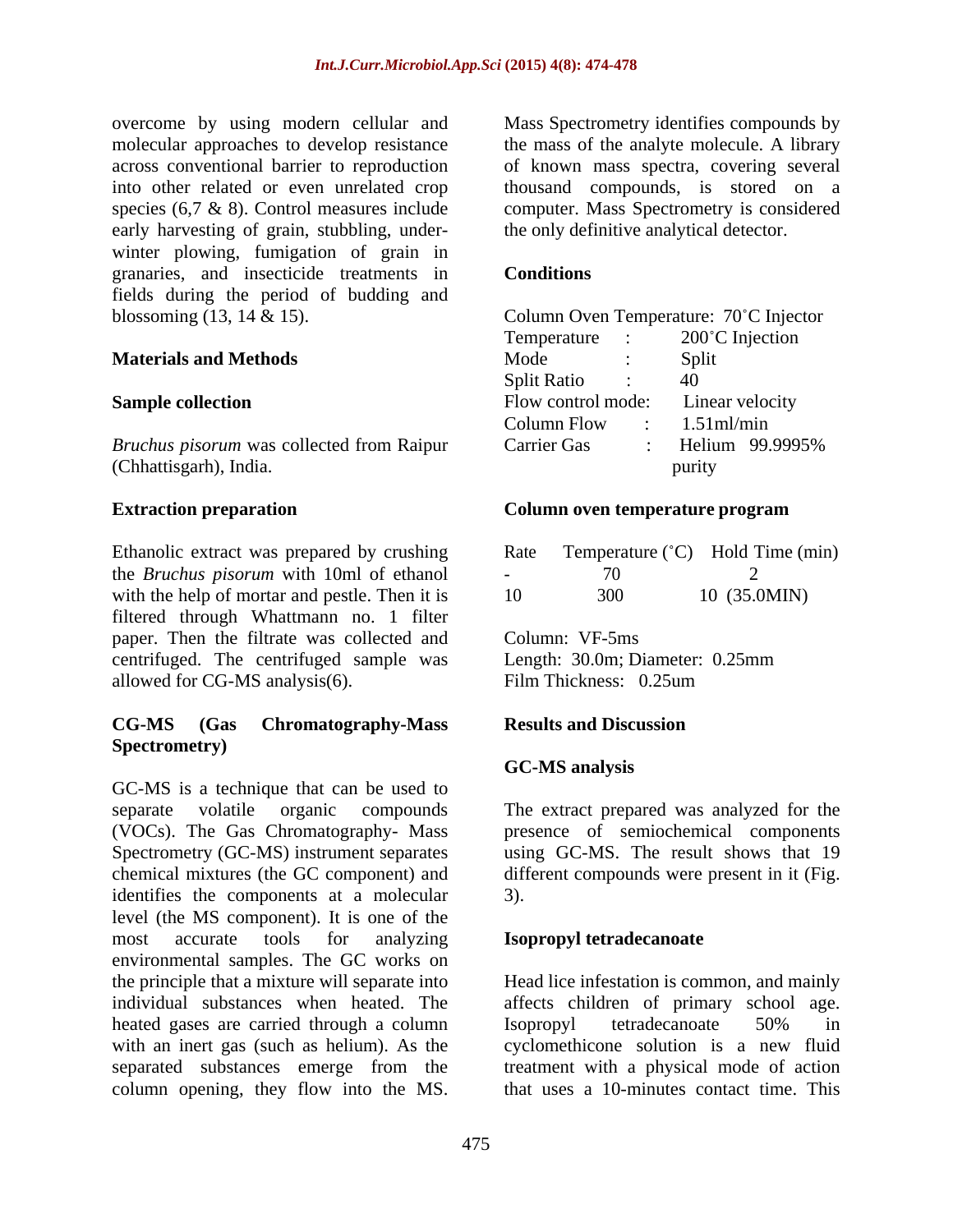overcome by using modern cellular and molecular approaches to develop resistance across conventional barrier to reproduction into other related or even unrelated crop species (6,7 & 8). Control measures include early harvesting of grain, stubbling, under-winter plowing, fumigation of grain in granaries, and insecticide treatments in fields during the period of budding and blossoming (13, 14 & 15).

## Materials and Methods

### Sample collection

*Bruchus pisorum* was collected from Raipur (Chhattisgarh), India.

### Extraction preparation

Ethanolic extract was prepared by crushing the *Bruchus pisorum* with 10ml of ethanol with the help of mortar and pestle. Then it is filtered through Whattmann no. 1 filter paper. Then the filtrate was collected and centrifuged. The centrifuged sample was allowed for CG-MS analysis(6).

### CG-MS (Gas Chromatography-Mass Spectrometry)

GC-MS is a technique that can be used to separate volatile organic compounds (VOCs). The Gas Chromatography- Mass Spectrometry (GC-MS) instrument separates chemical mixtures (the GC component) and identifies the components at a molecular level (the MS component). It is one of the most accurate tools for analyzing environmental samples. The GC works on the principle that a mixture will separate into individual substances when heated. The heated gases are carried through a column with an inert gas (such as helium). As the separated substances emerge from the column opening, they flow into the MS. Mass Spectrometry identifies compounds by the mass of the analyte molecule. A library of known mass spectra, covering several thousand compounds, is stored on a computer. Mass Spectrometry is considered the only definitive analytical detector.

### Conditions

Column Oven Temperature: 70˚C Injector

| | | |
|---|---|---|
| Temperature | : | 200˚C Injection |
| Mode | : | Split |
| Split Ratio | : | 40 |
| Flow control mode: | | Linear velocity |
| Column Flow | : | 1.51ml/min |
| Carrier Gas | : | Helium 99.9995% purity |

### Column oven temperature program

| Rate | Temperature (˚C) | Hold Time (min) |
|---|---|---|
| - | 70 | 2 |
| 10 | 300 | 10 (35.0MIN) |

Column: VF-5ms
Length: 30.0m; Diameter: 0.25mm
Film Thickness: 0.25um

## Results and Discussion

### GC-MS analysis

The extract prepared was analyzed for the presence of semiochemical components using GC-MS. The result shows that 19 different compounds were present in it (Fig. 3).

### Isopropyl tetradecanoate

Head lice infestation is common, and mainly affects children of primary school age. Isopropyl tetradecanoate 50% in cyclomethicone solution is a new fluid treatment with a physical mode of action that uses a 10-minutes contact time. This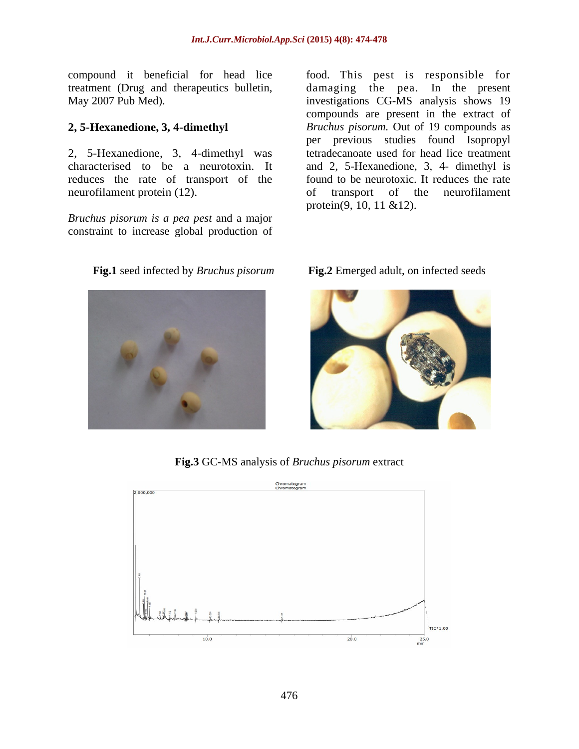compound it beneficial for head lice treatment (Drug and therapeutics bulletin, May 2007 Pub Med).

**2, 5-Hexanedione, 3, 4-dimethyl**

2, 5-Hexanedione, 3, 4-dimethyl was characterised to be a neurotoxin. It reduces the rate of transport of the neurofilament protein (12).

*Bruchus pisorum is a pea pest* and a major constraint to increase global production of food. This pest is responsible for damaging the pea. In the present investigations CG-MS analysis shows 19 compounds are present in the extract of *Bruchus pisorum.* Out of 19 compounds as per previous studies found Isopropyl tetradecanoate used for head lice treatment and 2, 5-Hexanedione, 3, 4- dimethyl is found to be neurotoxic. It reduces the rate of transport of the neurofilament protein(9, 10, 11 &12).

**Fig.1** seed infected by *Bruchus pisorum*

**Fig.2** Emerged adult, on infected seeds

**Fig.3** GC-MS analysis of *Bruchus pisorum* extract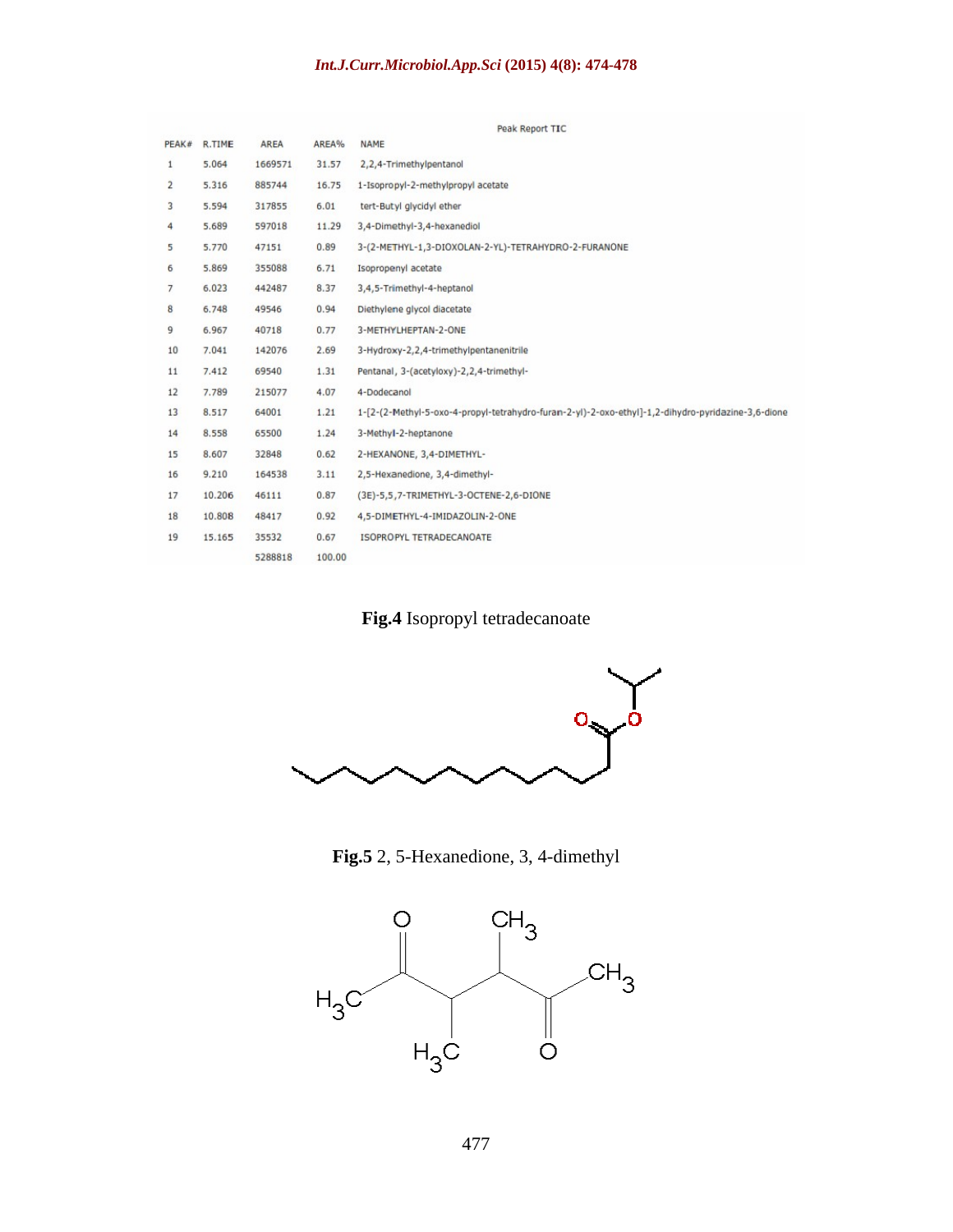Peak Report TIC

| PEAK# | R.TIME | AREA | AREA% | NAME |
|---|---|---|---|---|
| 1 | 5.064 | 1669571 | 31.57 | 2,2,4-Trimethylpentanol |
| 2 | 5.316 | 885744 | 16.75 | 1-Isopropyl-2-methylpropyl acetate |
| 3 | 5.594 | 317855 | 6.01 | tert-Butyl glycidyl ether |
| 4 | 5.689 | 597018 | 11.29 | 3,4-Dimethyl-3,4-hexanediol |
| 5 | 5.770 | 47151 | 0.89 | 3-(2-METHYL-1,3-DIOXOLAN-2-YL)-TETRAHYDRO-2-FURANONE |
| 6 | 5.869 | 355088 | 6.71 | Isopropenyl acetate |
| 7 | 6.023 | 442487 | 8.37 | 3,4,5-Trimethyl-4-heptanol |
| 8 | 6.748 | 49546 | 0.94 | Diethylene glycol diacetate |
| 9 | 6.967 | 40718 | 0.77 | 3-METHYLHEPTAN-2-ONE |
| 10 | 7.041 | 142076 | 2.69 | 3-Hydroxy-2,2,4-trimethylpentanenitrile |
| 11 | 7.412 | 69540 | 1.31 | Pentanal, 3-(acetyloxy)-2,2,4-trimethyl- |
| 12 | 7.789 | 215077 | 4.07 | 4-Dodecanol |
| 13 | 8.517 | 64001 | 1.21 | 1-[2-(2-Methyl-5-oxo-4-propyl-tetrahydro-furan-2-yl)-2-oxo-ethyl]-1,2-dihydro-pyridazine-3,6-dione |
| 14 | 8.558 | 65500 | 1.24 | 3-Methyl-2-heptanone |
| 15 | 8.607 | 32848 | 0.62 | 2-HEXANONE, 3,4-DIMETHYL- |
| 16 | 9.210 | 164538 | 3.11 | 2,5-Hexanedione, 3,4-dimethyl- |
| 17 | 10.206 | 46111 | 0.87 | (3E)-5,5,7-TRIMETHYL-3-OCTENE-2,6-DIONE |
| 18 | 10.808 | 48417 | 0.92 | 4,5-DIMETHYL-4-IMIDAZOLIN-2-ONE |
| 19 | 15.165 | 35532 | 0.67 | ISOPROPYL TETRADECANOATE |
| | | 5288818 | 100.00 | |

**Fig.4** Isopropyl tetradecanoate

**Fig.5** 2, 5-Hexanedione, 3, 4-dimethyl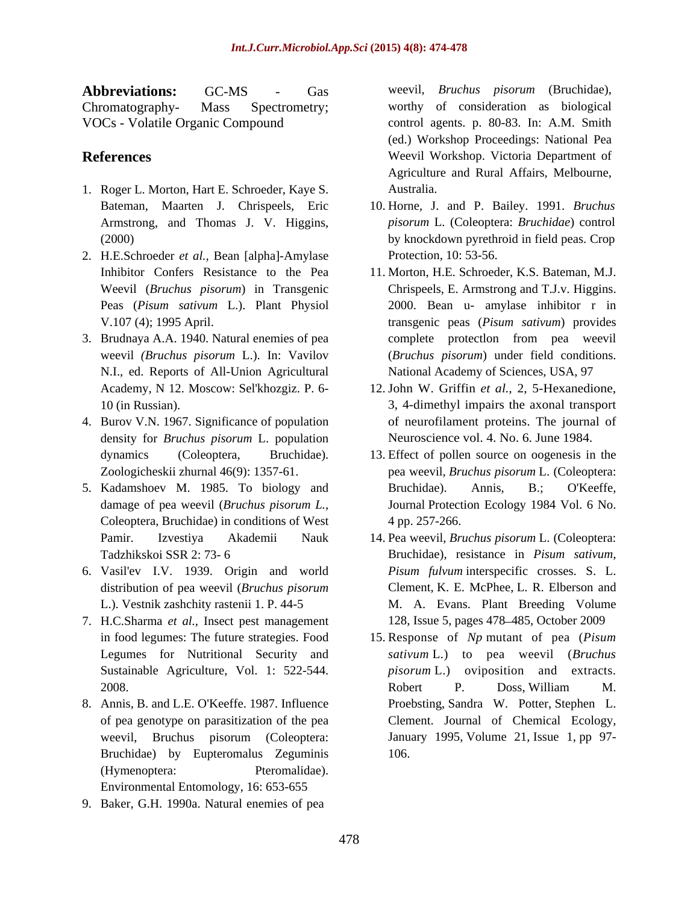**Abbreviations:** GC-MS - Gas Chromatography- Mass Spectrometry; VOCs - Volatile Organic Compound

## References

1. Roger L. Morton, Hart E. Schroeder, Kaye S. Bateman, Maarten J. Chrispeels, Eric Armstrong, and Thomas J. V. Higgins, (2000)
2. H.E.Schroeder *et al.*, Bean [alpha]-Amylase Inhibitor Confers Resistance to the Pea Weevil (*Bruchus pisorum*) in Transgenic Peas (*Pisum sativum* L.). Plant Physiol V.107 (4); 1995 April.
3. Brudnaya A.A. 1940. Natural enemies of pea weevil *(Bruchus pisorum* L.). In: Vavilov N.I., ed. Reports of All-Union Agricultural Academy, N 12. Moscow: Sel'khozgiz. P. 6-10 (in Russian).
4. Burov V.N. 1967. Significance of population density for *Bruchus pisorum* L. population dynamics (Coleoptera, Bruchidae). Zoologicheskii zhurnal 46(9): 1357-61.
5. Kadamshoev M. 1985. To biology and damage of pea weevil (*Bruchus pisorum L.*, Coleoptera, Bruchidae) in conditions of West Pamir. Izvestiya Akademii Nauk Tadzhikskoi SSR 2: 73- 6
6. Vasil'ev I.V. 1939. Origin and world distribution of pea weevil (*Bruchus pisorum* L.). Vestnik zashchity rastenii 1. P. 44-5
7. H.C.Sharma *et al.*, Insect pest management in food legumes: The future strategies. Food Legumes for Nutritional Security and Sustainable Agriculture, Vol. 1: 522-544. 2008.
8. Annis, B. and L.E. O'Keeffe. 1987. Influence of pea genotype on parasitization of the pea weevil, Bruchus pisorum (Coleoptera: Bruchidae) by Eupteromalus Zeguminis (Hymenoptera: Pteromalidae). Environmental Entomology, 16: 653-655
9. Baker, G.H. 1990a. Natural enemies of pea weevil, *Bruchus pisorum* (Bruchidae), worthy of consideration as biological control agents. p. 80-83. In: A.M. Smith (ed.) Workshop Proceedings: National Pea Weevil Workshop. Victoria Department of Agriculture and Rural Affairs, Melbourne, Australia.
10. Horne, J. and P. Bailey. 1991. *Bruchus pisorum* L. (Coleoptera: *Bruchidae*) control by knockdown pyrethroid in field peas. Crop Protection, 10: 53-56.
11. Morton, H.E. Schroeder, K.S. Bateman, M.J. Chrispeels, E. Armstrong and T.J.v. Higgins. 2000. Bean u- amylase inhibitor r in transgenic peas (*Pisum sativum*) provides complete protectlon from pea weevil (*Bruchus pisorum*) under field conditions. National Academy of Sciences, USA, 97
12. John W. Griffin *et al.*, 2, 5-Hexanedione, 3, 4-dimethyl impairs the axonal transport of neurofilament proteins. The journal of Neuroscience vol. 4. No. 6. June 1984.
13. Effect of pollen source on oogenesis in the pea weevil, *Bruchus pisorum* L. (Coleoptera: Bruchidae). Annis, B.; O'Keeffe, Journal Protection Ecology 1984 Vol. 6 No. 4 pp. 257-266.
14. Pea weevil, *Bruchus pisorum* L. (Coleoptera: Bruchidae), resistance in *Pisum sativum*, *Pisum fulvum* interspecific crosses. S. L. Clement, K. E. McPhee, L. R. Elberson and M. A. Evans. Plant Breeding Volume 128, Issue 5, pages 478–485, October 2009
15. Response of *Np* mutant of pea (*Pisum sativum* L.) to pea weevil (*Bruchus pisorum* L.) oviposition and extracts. Robert P. Doss, William M. Proebsting, Sandra W. Potter, Stephen L. Clement. Journal of Chemical Ecology, January 1995, Volume 21, Issue 1, pp 97-106.